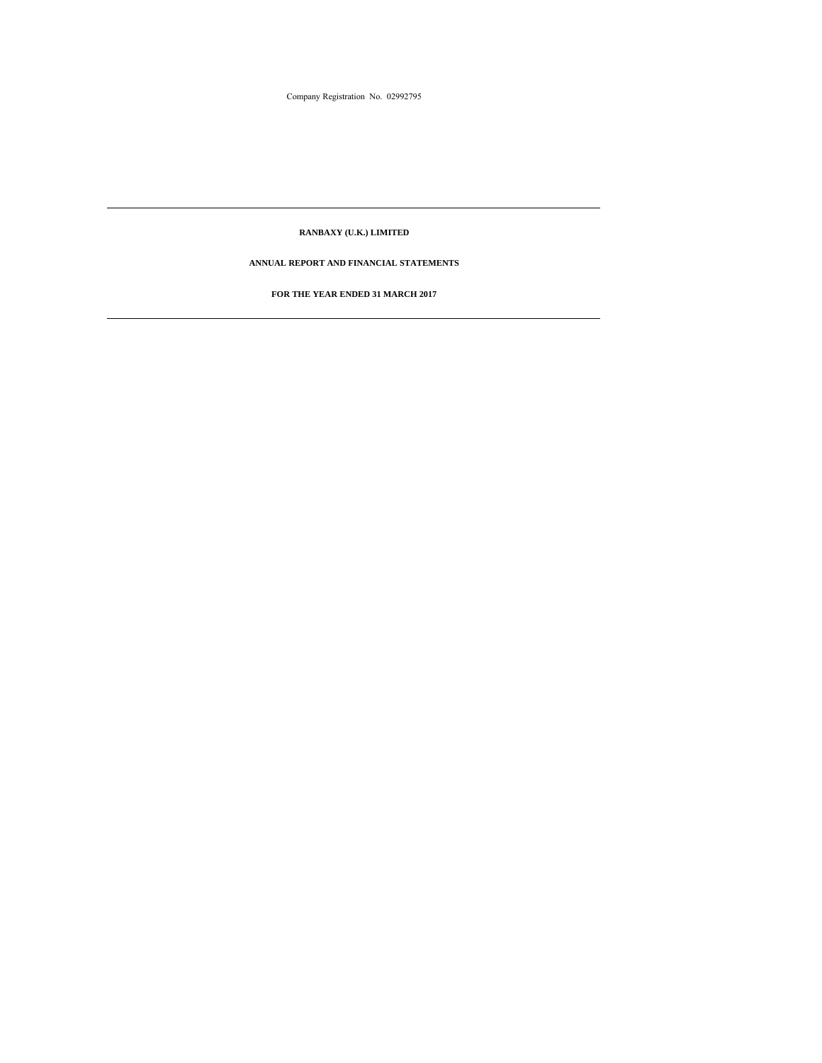Company Registration No. 02992795

---

**RANBAXY (U.K.) LIMITED**

**ANNUAL REPORT AND FINANCIAL STATEMENTS**

**FOR THE YEAR ENDED 31 MARCH 2017**

---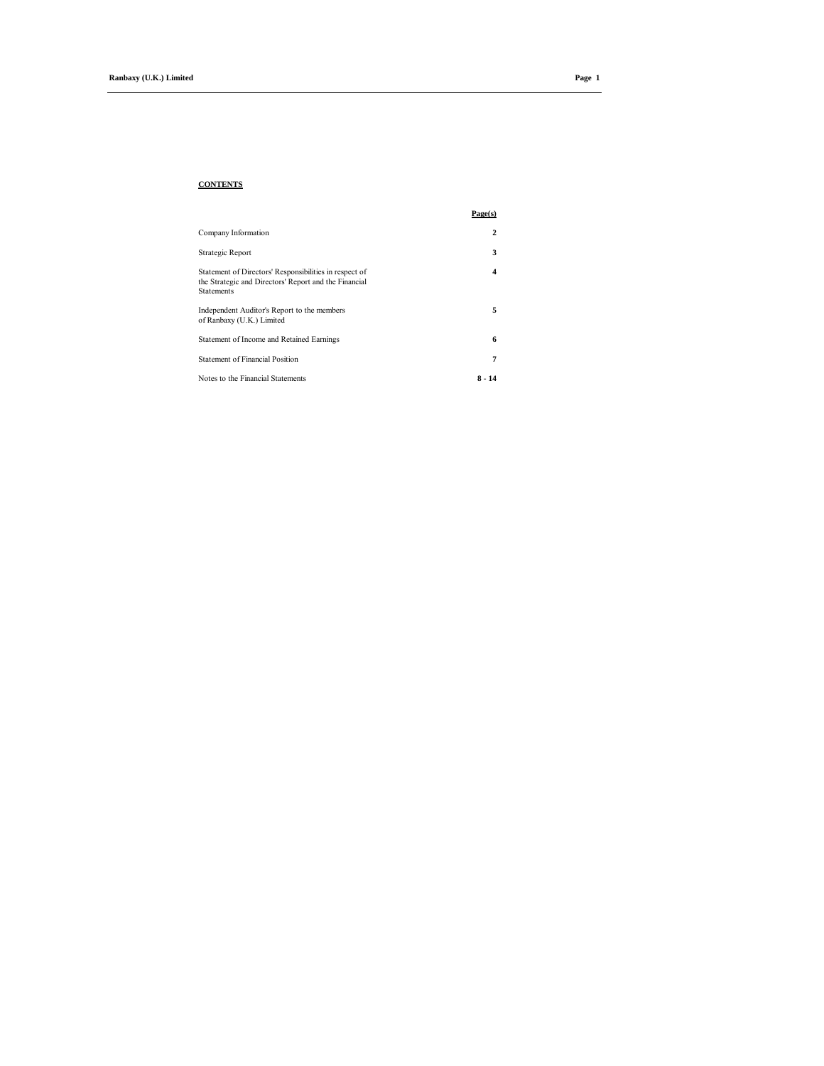## CONTENTS

| | Page(s) |
|---|---|
| Company Information | 2 |
| Strategic Report | 3 |
| Statement of Directors' Responsibilities in respect of the Strategic and Directors' Report and the Financial Statements | 4 |
| Independent Auditor's Report to the members of Ranbaxy (U.K.) Limited | 5 |
| Statement of Income and Retained Earnings | 6 |
| Statement of Financial Position | 7 |
| Notes to the Financial Statements | 8 - 14 |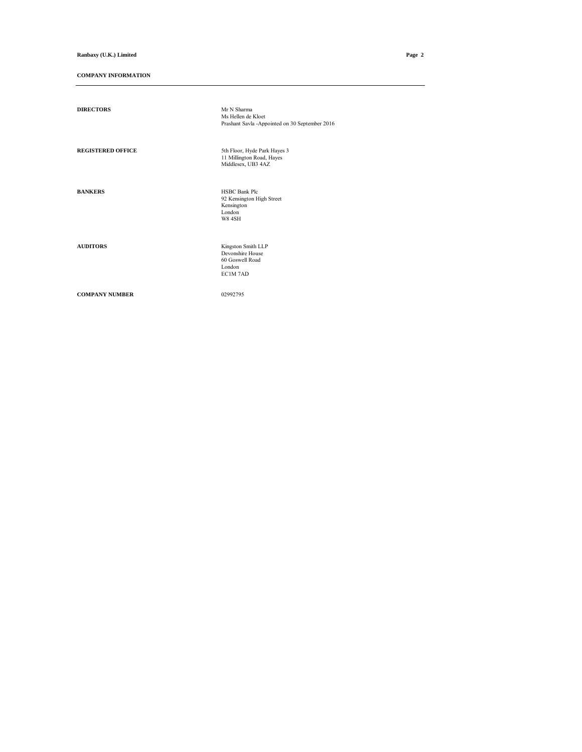## COMPANY INFORMATION

| | |
|---|---|
| **DIRECTORS** | Mr N Sharma<br>Ms Hellen de Kloet<br>Prashant Savla -Appointed on 30 September 2016 |
| **REGISTERED OFFICE** | 5th Floor, Hyde Park Hayes 3<br>11 Millington Road, Hayes<br>Middlesex, UB3 4AZ |
| **BANKERS** | HSBC Bank Plc<br>92 Kensington High Street<br>Kensington<br>London<br>W8 4SH |
| **AUDITORS** | Kingston Smith LLP<br>Devonshire House<br>60 Goswell Road<br>London<br>EC1M 7AD |
| **COMPANY NUMBER** | 02992795 |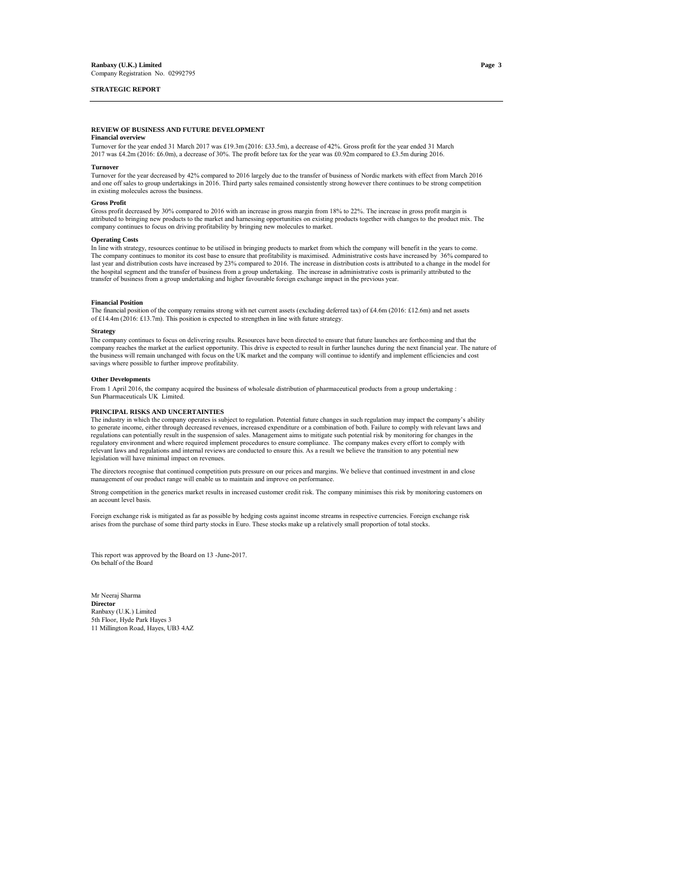**Ranbaxy (U.K.) Limited**
Company Registration No. 02992795

**STRATEGIC REPORT**

## REVIEW OF BUSINESS AND FUTURE DEVELOPMENT

**Financial overview**

Turnover for the year ended 31 March 2017 was £19.3m (2016: £33.5m), a decrease of 42%. Gross profit for the year ended 31 March 2017 was £4.2m (2016: £6.0m), a decrease of 30%. The profit before tax for the year was £0.92m compared to £3.5m during 2016.

**Turnover**

Turnover for the year decreased by 42% compared to 2016 largely due to the transfer of business of Nordic markets with effect from March 2016 and one off sales to group undertakings in 2016. Third party sales remained consistently strong however there continues to be strong competition in existing molecules across the business.

**Gross Profit**

Gross profit decreased by 30% compared to 2016 with an increase in gross margin from 18% to 22%. The increase in gross profit margin is attributed to bringing new products to the market and harnessing opportunities on existing products together with changes to the product mix. The company continues to focus on driving profitability by bringing new molecules to market.

**Operating Costs**

In line with strategy, resources continue to be utilised in bringing products to market from which the company will benefit in the years to come. The company continues to monitor its cost base to ensure that profitability is maximised. Administrative costs have increased by 36% compared to last year and distribution costs have increased by 23% compared to 2016. The increase in distribution costs is attributed to a change in the model for the hospital segment and the transfer of business from a group undertaking. The increase in administrative costs is primarily attributed to the transfer of business from a group undertaking and higher favourable foreign exchange impact in the previous year.

**Financial Position**

The financial position of the company remains strong with net current assets (excluding deferred tax) of £4.6m (2016: £12.6m) and net assets of £14.4m (2016: £13.7m). This position is expected to strengthen in line with future strategy.

**Strategy**

The company continues to focus on delivering results. Resources have been directed to ensure that future launches are forthcoming and that the company reaches the market at the earliest opportunity. This drive is expected to result in further launches during the next financial year. The nature of the business will remain unchanged with focus on the UK market and the company will continue to identify and implement efficiencies and cost savings where possible to further improve profitability.

**Other Developments**

From 1 April 2016, the company acquired the business of wholesale distribution of pharmaceutical products from a group undertaking : Sun Pharmaceuticals UK Limited.

## PRINCIPAL RISKS AND UNCERTAINTIES

The industry in which the company operates is subject to regulation. Potential future changes in such regulation may impact the company's ability to generate income, either through decreased revenues, increased expenditure or a combination of both. Failure to comply with relevant laws and regulations can potentially result in the suspension of sales. Management aims to mitigate such potential risk by monitoring for changes in the regulatory environment and where required implement procedures to ensure compliance. The company makes every effort to comply with relevant laws and regulations and internal reviews are conducted to ensure this. As a result we believe the transition to any potential new legislation will have minimal impact on revenues.

The directors recognise that continued competition puts pressure on our prices and margins. We believe that continued investment in and close management of our product range will enable us to maintain and improve on performance.

Strong competition in the generics market results in increased customer credit risk. The company minimises this risk by monitoring customers on an account level basis.

Foreign exchange risk is mitigated as far as possible by hedging costs against income streams in respective currencies. Foreign exchange risk arises from the purchase of some third party stocks in Euro. These stocks make up a relatively small proportion of total stocks.

This report was approved by the Board on 13 -June-2017.
On behalf of the Board

Mr Neeraj Sharma
**Director**
Ranbaxy (U.K.) Limited
5th Floor, Hyde Park Hayes 3
11 Millington Road, Hayes, UB3 4AZ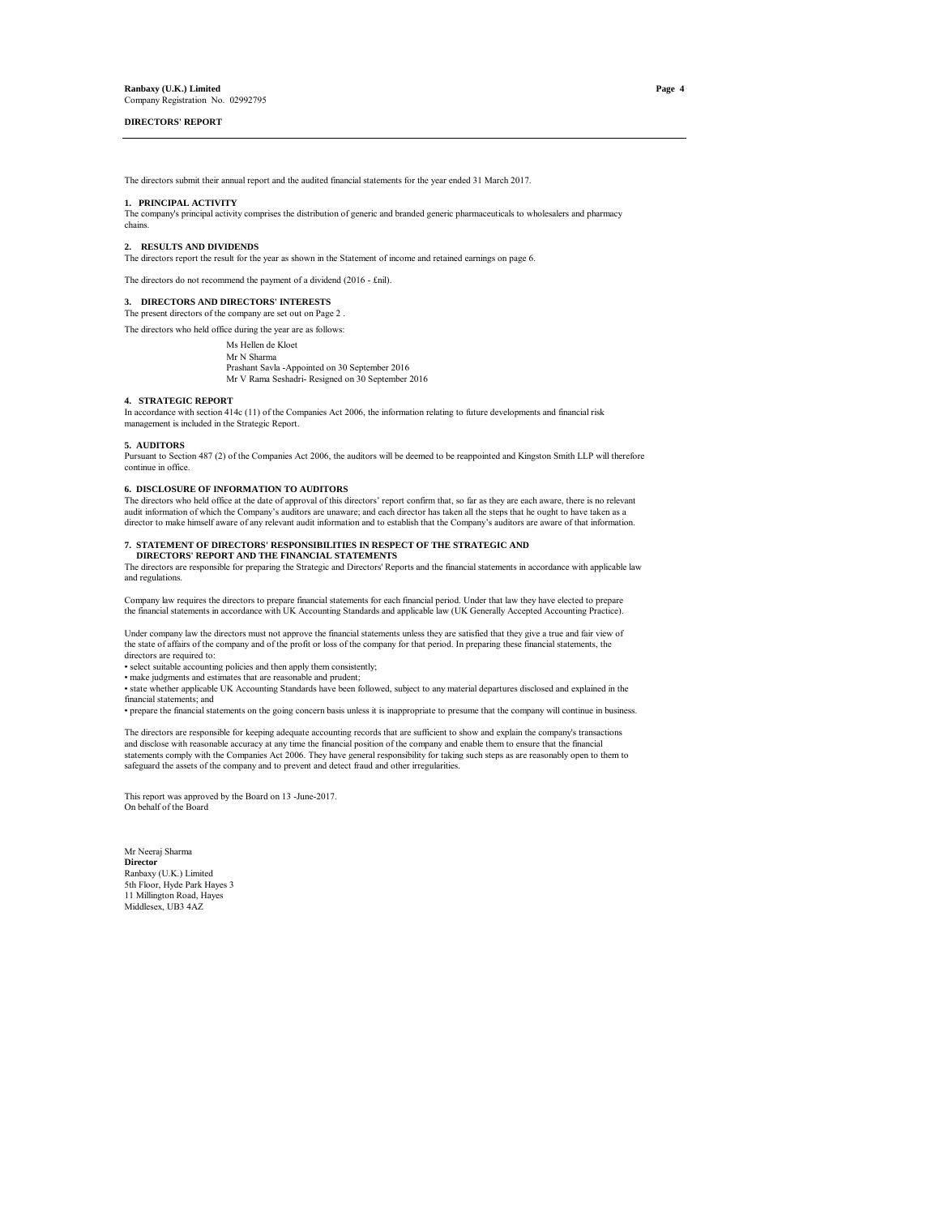**Ranbaxy (U.K.) Limited**
Company Registration No. 02992795

## DIRECTORS' REPORT

The directors submit their annual report and the audited financial statements for the year ended 31 March 2017.

### 1. PRINCIPAL ACTIVITY

The company's principal activity comprises the distribution of generic and branded generic pharmaceuticals to wholesalers and pharmacy chains.

### 2. RESULTS AND DIVIDENDS

The directors report the result for the year as shown in the Statement of income and retained earnings on page 6.

The directors do not recommend the payment of a dividend (2016 - £nil).

### 3. DIRECTORS AND DIRECTORS' INTERESTS

The present directors of the company are set out on Page 2 .

The directors who held office during the year are as follows:

Ms Hellen de Kloet
Mr N Sharma
Prashant Savla -Appointed on 30 September 2016
Mr V Rama Seshadri- Resigned on 30 September 2016

### 4. STRATEGIC REPORT

In accordance with section 414c (11) of the Companies Act 2006, the information relating to future developments and financial risk management is included in the Strategic Report.

### 5. AUDITORS

Pursuant to Section 487 (2) of the Companies Act 2006, the auditors will be deemed to be reappointed and Kingston Smith LLP will therefore continue in office.

### 6. DISCLOSURE OF INFORMATION TO AUDITORS

The directors who held office at the date of approval of this directors' report confirm that, so far as they are each aware, there is no relevant audit information of which the Company's auditors are unaware; and each director has taken all the steps that he ought to have taken as a director to make himself aware of any relevant audit information and to establish that the Company's auditors are aware of that information.

### 7. STATEMENT OF DIRECTORS' RESPONSIBILITIES IN RESPECT OF THE STRATEGIC AND DIRECTORS' REPORT AND THE FINANCIAL STATEMENTS

The directors are responsible for preparing the Strategic and Directors' Reports and the financial statements in accordance with applicable law and regulations.

Company law requires the directors to prepare financial statements for each financial period. Under that law they have elected to prepare the financial statements in accordance with UK Accounting Standards and applicable law (UK Generally Accepted Accounting Practice).

Under company law the directors must not approve the financial statements unless they are satisfied that they give a true and fair view of the state of affairs of the company and of the profit or loss of the company for that period. In preparing these financial statements, the directors are required to:

- select suitable accounting policies and then apply them consistently;
- make judgments and estimates that are reasonable and prudent;
- state whether applicable UK Accounting Standards have been followed, subject to any material departures disclosed and explained in the financial statements; and
- prepare the financial statements on the going concern basis unless it is inappropriate to presume that the company will continue in business.

The directors are responsible for keeping adequate accounting records that are sufficient to show and explain the company's transactions and disclose with reasonable accuracy at any time the financial position of the company and enable them to ensure that the financial statements comply with the Companies Act 2006. They have general responsibility for taking such steps as are reasonably open to them to safeguard the assets of the company and to prevent and detect fraud and other irregularities.

This report was approved by the Board on 13 -June-2017.
On behalf of the Board

Mr Neeraj Sharma
**Director**
Ranbaxy (U.K.) Limited
5th Floor, Hyde Park Hayes 3
11 Millington Road, Hayes
Middlesex, UB3 4AZ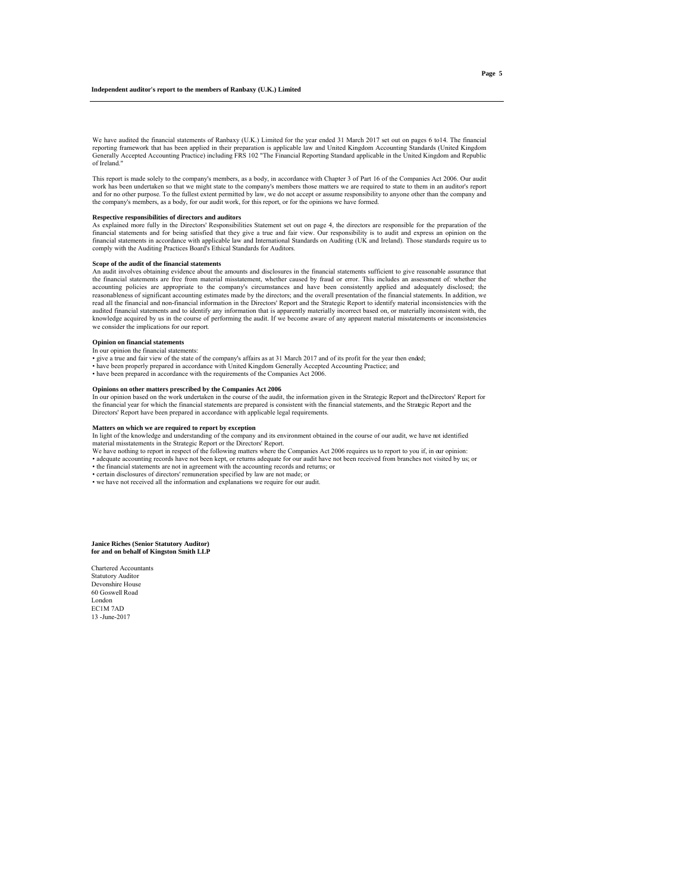# Independent auditor's report to the members of Ranbaxy (U.K.) Limited

We have audited the financial statements of Ranbaxy (U.K.) Limited for the year ended 31 March 2017 set out on pages 6 to14. The financial reporting framework that has been applied in their preparation is applicable law and United Kingdom Accounting Standards (United Kingdom Generally Accepted Accounting Practice) including FRS 102 "The Financial Reporting Standard applicable in the United Kingdom and Republic of Ireland."

This report is made solely to the company's members, as a body, in accordance with Chapter 3 of Part 16 of the Companies Act 2006. Our audit work has been undertaken so that we might state to the company's members those matters we are required to state to them in an auditor's report and for no other purpose. To the fullest extent permitted by law, we do not accept or assume responsibility to anyone other than the company and the company's members, as a body, for our audit work, for this report, or for the opinions we have formed.

**Respective responsibilities of directors and auditors**

As explained more fully in the Directors' Responsibilities Statement set out on page 4, the directors are responsible for the preparation of the financial statements and for being satisfied that they give a true and fair view. Our responsibility is to audit and express an opinion on the financial statements in accordance with applicable law and International Standards on Auditing (UK and Ireland). Those standards require us to comply with the Auditing Practices Board's Ethical Standards for Auditors.

**Scope of the audit of the financial statements**

An audit involves obtaining evidence about the amounts and disclosures in the financial statements sufficient to give reasonable assurance that the financial statements are free from material misstatement, whether caused by fraud or error. This includes an assessment of: whether the accounting policies are appropriate to the company's circumstances and have been consistently applied and adequately disclosed; the reasonableness of significant accounting estimates made by the directors; and the overall presentation of the financial statements. In addition, we read all the financial and non-financial information in the Directors' Report and the Strategic Report to identify material inconsistencies with the audited financial statements and to identify any information that is apparently materially incorrect based on, or materially inconsistent with, the knowledge acquired by us in the course of performing the audit. If we become aware of any apparent material misstatements or inconsistencies we consider the implications for our report.

**Opinion on financial statements**

In our opinion the financial statements:

- give a true and fair view of the state of the company's affairs as at 31 March 2017 and of its profit for the year then ended;
- have been properly prepared in accordance with United Kingdom Generally Accepted Accounting Practice; and
- have been prepared in accordance with the requirements of the Companies Act 2006.

**Opinions on other matters prescribed by the Companies Act 2006**

In our opinion based on the work undertaken in the course of the audit, the information given in the Strategic Report and the Directors' Report for the financial year for which the financial statements are prepared is consistent with the financial statements, and the Strategic Report and the Directors' Report have been prepared in accordance with applicable legal requirements.

**Matters on which we are required to report by exception**

In light of the knowledge and understanding of the company and its environment obtained in the course of our audit, we have not identified material misstatements in the Strategic Report or the Directors' Report.

We have nothing to report in respect of the following matters where the Companies Act 2006 requires us to report to you if, in our opinion:

- adequate accounting records have not been kept, or returns adequate for our audit have not been received from branches not visited by us; or
- the financial statements are not in agreement with the accounting records and returns; or
- certain disclosures of directors' remuneration specified by law are not made; or
- we have not received all the information and explanations we require for our audit.

**Janice Riches (Senior Statutory Auditor)**
**for and on behalf of Kingston Smith LLP**

Chartered Accountants
Statutory Auditor
Devonshire House
60 Goswell Road
London
EC1M 7AD
13 -June-2017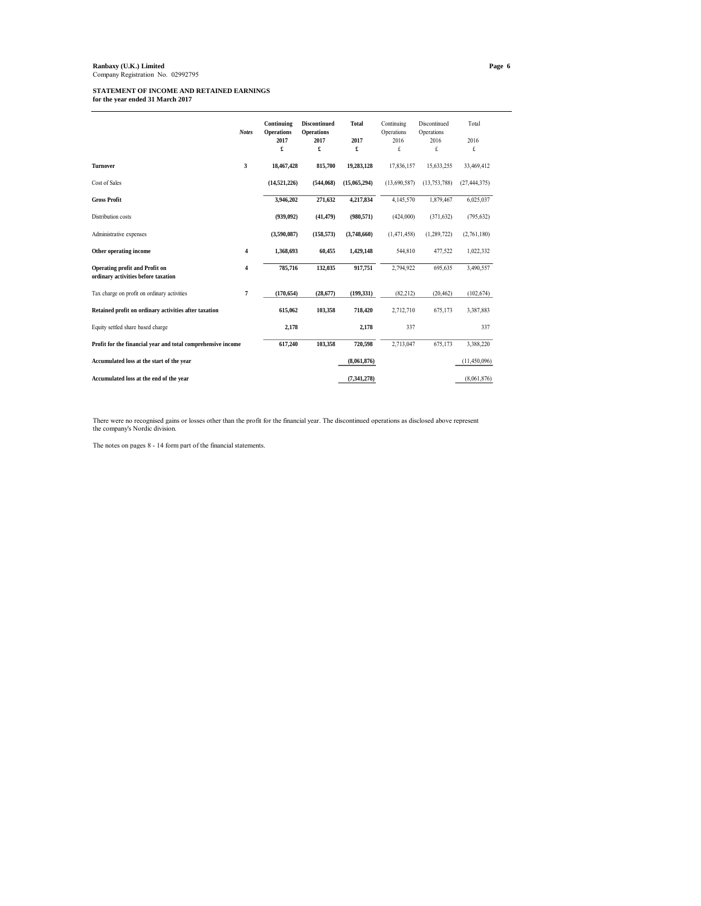**Ranbaxy (U.K.) Limited**
Company Registration No. 02992795

## STATEMENT OF INCOME AND RETAINED EARNINGS
**for the year ended 31 March 2017**

| | *Notes* | **Continuing Operations 2017 £** | **Discontinued Operations 2017 £** | **Total 2017 £** | Continuing Operations 2016 £ | Discontinued Operations 2016 £ | Total 2016 £ |
|---|---|---|---|---|---|---|---|
| **Turnover** | 3 | **18,467,428** | **815,700** | **19,283,128** | 17,836,157 | 15,633,255 | 33,469,412 |
| Cost of Sales | | **(14,521,226)** | **(544,068)** | **(15,065,294)** | (13,690,587) | (13,753,788) | (27,444,375) |
| **Gross Profit** | | **3,946,202** | **271,632** | **4,217,834** | 4,145,570 | 1,879,467 | 6,025,037 |
| Distribution costs | | **(939,092)** | **(41,479)** | **(980,571)** | (424,000) | (371,632) | (795,632) |
| Administrative expenses | | **(3,590,087)** | **(158,573)** | **(3,748,660)** | (1,471,458) | (1,289,722) | (2,761,180) |
| **Other operating income** | 4 | **1,368,693** | **60,455** | **1,429,148** | 544,810 | 477,522 | 1,022,332 |
| **Operating profit and Profit on ordinary activities before taxation** | 4 | **785,716** | **132,035** | **917,751** | 2,794,922 | 695,635 | 3,490,557 |
| Tax charge on profit on ordinary activities | 7 | **(170,654)** | **(28,677)** | **(199,331)** | (82,212) | (20,462) | (102,674) |
| **Retained profit on ordinary activities after taxation** | | **615,062** | **103,358** | **718,420** | 2,712,710 | 675,173 | 3,387,883 |
| Equity settled share based charge | | **2,178** | | **2,178** | 337 | | 337 |
| **Profit for the financial year and total comprehensive income** | | **617,240** | **103,358** | **720,598** | 2,713,047 | 675,173 | 3,388,220 |
| **Accumulated loss at the start of the year** | | | | **(8,061,876)** | | | (11,450,096) |
| **Accumulated loss at the end of the year** | | | | **(7,341,278)** | | | (8,061,876) |

There were no recognised gains or losses other than the profit for the financial year. The discontinued operations as disclosed above represent the company's Nordic division.

The notes on pages 8 - 14 form part of the financial statements.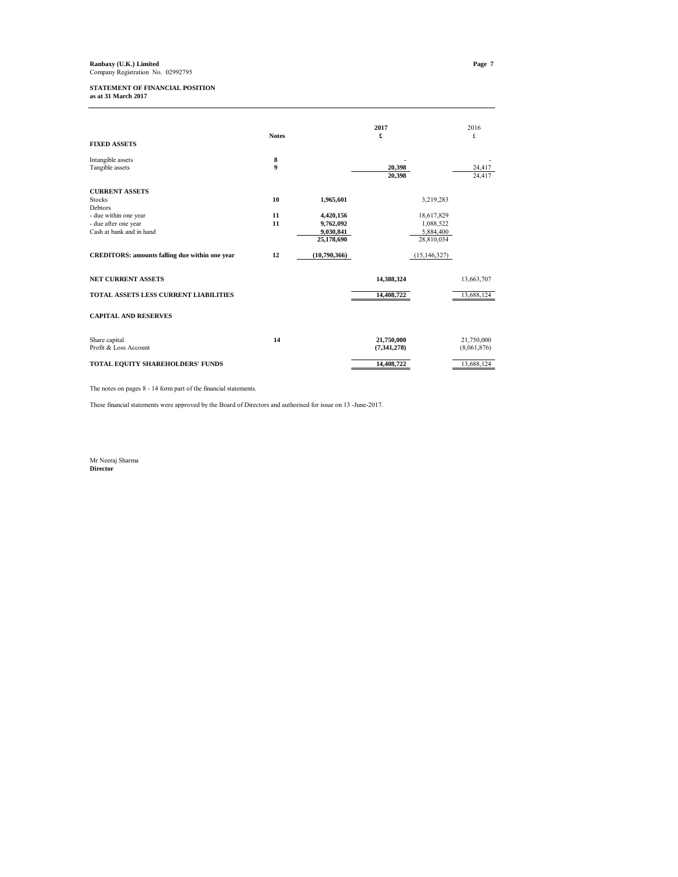**Ranbaxy (U.K.) Limited**
Company Registration No. 02992795

## STATEMENT OF FINANCIAL POSITION
**as at 31 March 2017**

| | Notes | | 2017 £ | | 2016 £ |
|---|---|---|---|---|---|
| **FIXED ASSETS** | | | | | |
| Intangible assets | 8 | | - | | - |
| Tangible assets | 9 | | 20,398 | | 24,417 |
| | | | **20,398** | | 24,417 |
| **CURRENT ASSETS** | | | | | |
| Stocks | 10 | 1,965,601 | | 3,219,283 | |
| Debtors | | | | | |
| - due within one year | 11 | 4,420,156 | | 18,617,829 | |
| - due after one year | 11 | 9,762,092 | | 1,088,522 | |
| Cash at bank and in hand | | 9,030,841 | | 5,884,400 | |
| | | **25,178,690** | | 28,810,034 | |
| **CREDITORS: amounts falling due within one year** | 12 | (10,790,366) | | (15,146,327) | |
| **NET CURRENT ASSETS** | | | **14,388,324** | | 13,663,707 |
| **TOTAL ASSETS LESS CURRENT LIABILITIES** | | | **14,408,722** | | 13,688,124 |
| **CAPITAL AND RESERVES** | | | | | |
| Share capital | 14 | | 21,750,000 | | 21,750,000 |
| Profit & Loss Account | | | (7,341,278) | | (8,061,876) |
| **TOTAL EQUITY SHAREHOLDERS' FUNDS** | | | **14,408,722** | | 13,688,124 |

The notes on pages 8 - 14 form part of the financial statements.

These financial statements were approved by the Board of Directors and authorised for issue on 13 -June-2017.

Mr Neeraj Sharma
**Director**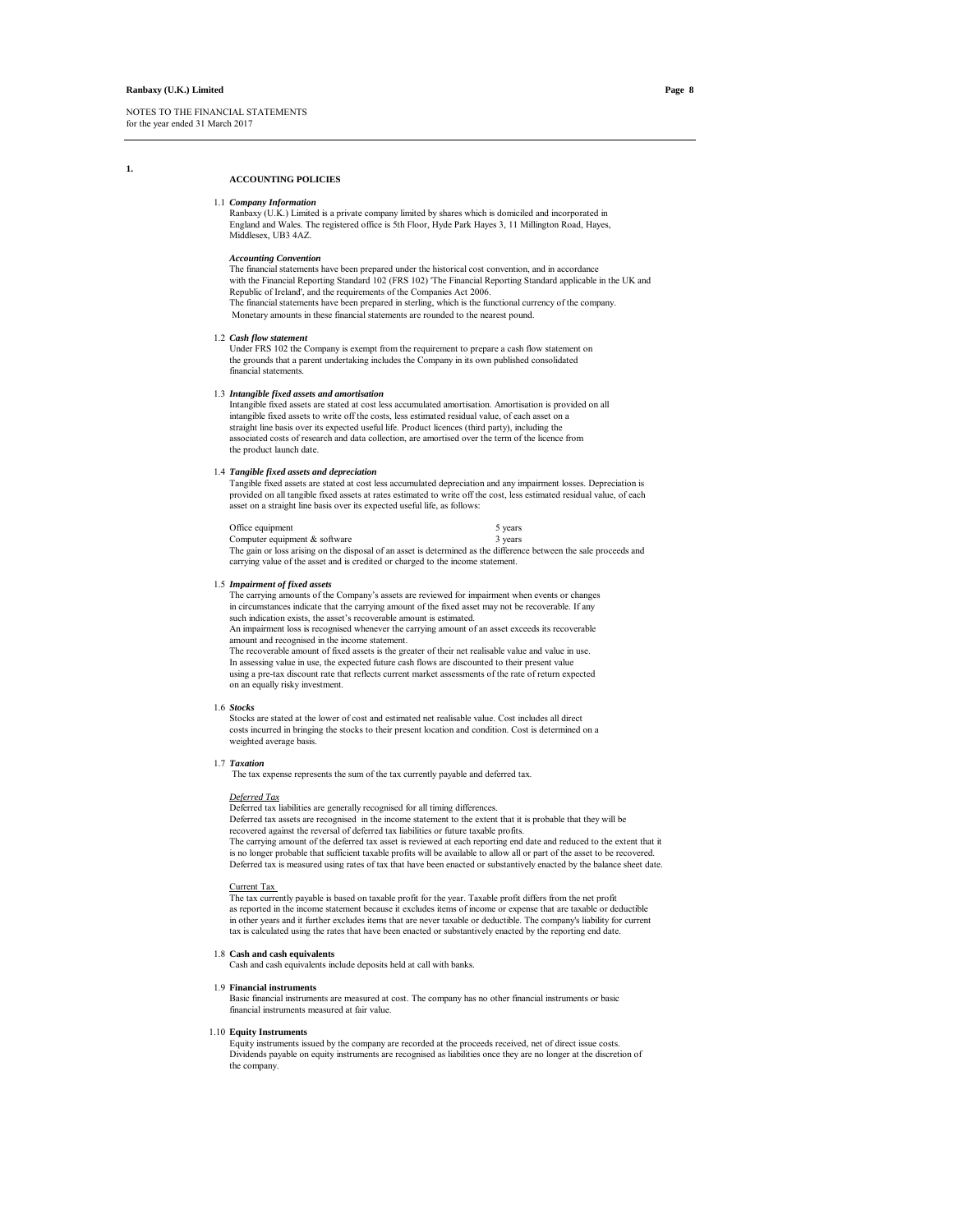NOTES TO THE FINANCIAL STATEMENTS
for the year ended 31 March 2017

## 1. ACCOUNTING POLICIES

### 1.1 *Company Information*

Ranbaxy (U.K.) Limited is a private company limited by shares which is domiciled and incorporated in England and Wales. The registered office is 5th Floor, Hyde Park Hayes 3, 11 Millington Road, Hayes, Middlesex, UB3 4AZ.

***Accounting Convention***

The financial statements have been prepared under the historical cost convention, and in accordance with the Financial Reporting Standard 102 (FRS 102) 'The Financial Reporting Standard applicable in the UK and Republic of Ireland', and the requirements of the Companies Act 2006.
The financial statements have been prepared in sterling, which is the functional currency of the company.
Monetary amounts in these financial statements are rounded to the nearest pound.

### 1.2 *Cash flow statement*

Under FRS 102 the Company is exempt from the requirement to prepare a cash flow statement on the grounds that a parent undertaking includes the Company in its own published consolidated financial statements.

### 1.3 *Intangible fixed assets and amortisation*

Intangible fixed assets are stated at cost less accumulated amortisation. Amortisation is provided on all intangible fixed assets to write off the costs, less estimated residual value, of each asset on a straight line basis over its expected useful life. Product licences (third party), including the associated costs of research and data collection, are amortised over the term of the licence from the product launch date.

### 1.4 *Tangible fixed assets and depreciation*

Tangible fixed assets are stated at cost less accumulated depreciation and any impairment losses. Depreciation is provided on all tangible fixed assets at rates estimated to write off the cost, less estimated residual value, of each asset on a straight line basis over its expected useful life, as follows:

| | |
|---|---|
| Office equipment | 5 years |
| Computer equipment & software | 3 years |

The gain or loss arising on the disposal of an asset is determined as the difference between the sale proceeds and carrying value of the asset and is credited or charged to the income statement.

### 1.5 *Impairment of fixed assets*

The carrying amounts of the Company's assets are reviewed for impairment when events or changes in circumstances indicate that the carrying amount of the fixed asset may not be recoverable. If any such indication exists, the asset's recoverable amount is estimated.
An impairment loss is recognised whenever the carrying amount of an asset exceeds its recoverable amount and recognised in the income statement.
The recoverable amount of fixed assets is the greater of their net realisable value and value in use.
In assessing value in use, the expected future cash flows are discounted to their present value using a pre-tax discount rate that reflects current market assessments of the rate of return expected on an equally risky investment.

### 1.6 *Stocks*

Stocks are stated at the lower of cost and estimated net realisable value. Cost includes all direct costs incurred in bringing the stocks to their present location and condition. Cost is determined on a weighted average basis.

### 1.7 *Taxation*

The tax expense represents the sum of the tax currently payable and deferred tax.

*Deferred Tax*

Deferred tax liabilities are generally recognised for all timing differences.
Deferred tax assets are recognised in the income statement to the extent that it is probable that they will be recovered against the reversal of deferred tax liabilities or future taxable profits.
The carrying amount of the deferred tax asset is reviewed at each reporting end date and reduced to the extent that it is no longer probable that sufficient taxable profits will be available to allow all or part of the asset to be recovered.
Deferred tax is measured using rates of tax that have been enacted or substantively enacted by the balance sheet date.

Current Tax

The tax currently payable is based on taxable profit for the year. Taxable profit differs from the net profit as reported in the income statement because it excludes items of income or expense that are taxable or deductible in other years and it further excludes items that are never taxable or deductible. The company's liability for current tax is calculated using the rates that have been enacted or substantively enacted by the reporting end date.

### 1.8 **Cash and cash equivalents**

Cash and cash equivalents include deposits held at call with banks.

### 1.9 **Financial instruments**

Basic financial instruments are measured at cost. The company has no other financial instruments or basic financial instruments measured at fair value.

### 1.10 **Equity Instruments**

Equity instruments issued by the company are recorded at the proceeds received, net of direct issue costs.
Dividends payable on equity instruments are recognised as liabilities once they are no longer at the discretion of the company.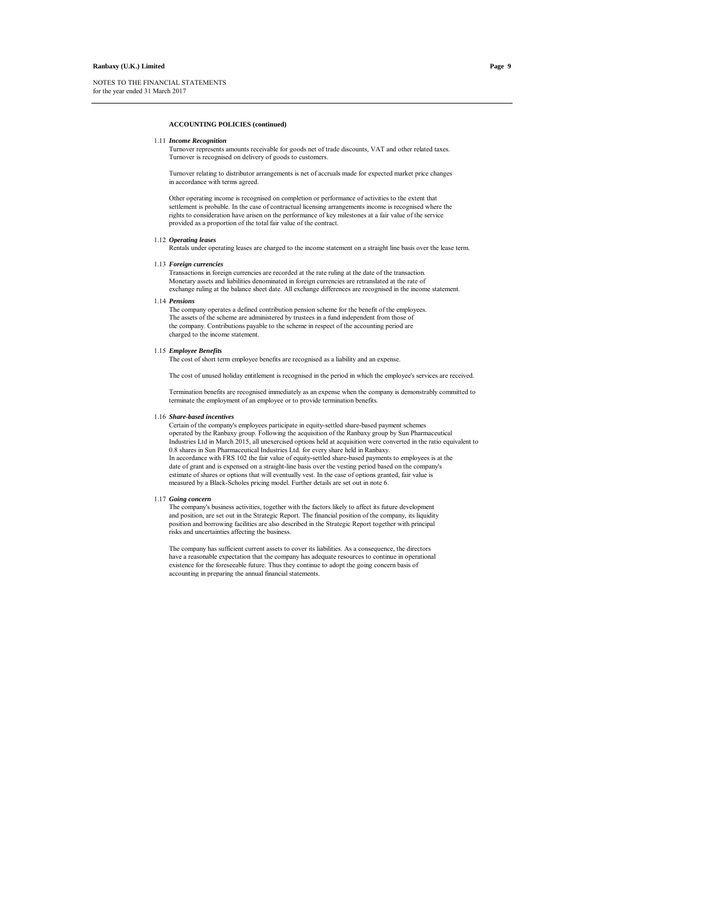NOTES TO THE FINANCIAL STATEMENTS
for the year ended 31 March 2017

**ACCOUNTING POLICIES (continued)**

1.11 ***Income Recognition***

Turnover represents amounts receivable for goods net of trade discounts, VAT and other related taxes. Turnover is recognised on delivery of goods to customers.

Turnover relating to distributor arrangements is net of accruals made for expected market price changes in accordance with terms agreed.

Other operating income is recognised on completion or performance of activities to the extent that settlement is probable. In the case of contractual licensing arrangements income is recognised where the rights to consideration have arisen on the performance of key milestones at a fair value of the service provided as a proportion of the total fair value of the contract.

1.12 ***Operating leases***

Rentals under operating leases are charged to the income statement on a straight line basis over the lease term.

1.13 ***Foreign currencies***

Transactions in foreign currencies are recorded at the rate ruling at the date of the transaction. Monetary assets and liabilities denominated in foreign currencies are retranslated at the rate of exchange ruling at the balance sheet date. All exchange differences are recognised in the income statement.

1.14 ***Pensions***

The company operates a defined contribution pension scheme for the benefit of the employees. The assets of the scheme are administered by trustees in a fund independent from those of the company. Contributions payable to the scheme in respect of the accounting period are charged to the income statement.

1.15 ***Employee Benefits***

The cost of short term employee benefits are recognised as a liability and an expense.

The cost of unused holiday entitlement is recognised in the period in which the employee's services are received.

Termination benefits are recognised immediately as an expense when the company is demonstrably committed to terminate the employment of an employee or to provide termination benefits.

1.16 ***Share-based incentives***

Certain of the company's employees participate in equity-settled share-based payment schemes operated by the Ranbaxy group. Following the acquisition of the Ranbaxy group by Sun Pharmaceutical Industries Ltd in March 2015, all unexercised options held at acquisition were converted in the ratio equivalent to 0.8 shares in Sun Pharmaceutical Industries Ltd. for every share held in Ranbaxy.
In accordance with FRS 102 the fair value of equity-settled share-based payments to employees is at the date of grant and is expensed on a straight-line basis over the vesting period based on the company's estimate of shares or options that will eventually vest. In the case of options granted, fair value is measured by a Black-Scholes pricing model. Further details are set out in note 6.

1.17 ***Going concern***

The company's business activities, together with the factors likely to affect its future development and position, are set out in the Strategic Report. The financial position of the company, its liquidity position and borrowing facilities are also described in the Strategic Report together with principal risks and uncertainties affecting the business.

The company has sufficient current assets to cover its liabilities. As a consequence, the directors have a reasonable expectation that the company has adequate resources to continue in operational existence for the foreseeable future. Thus they continue to adopt the going concern basis of accounting in preparing the annual financial statements.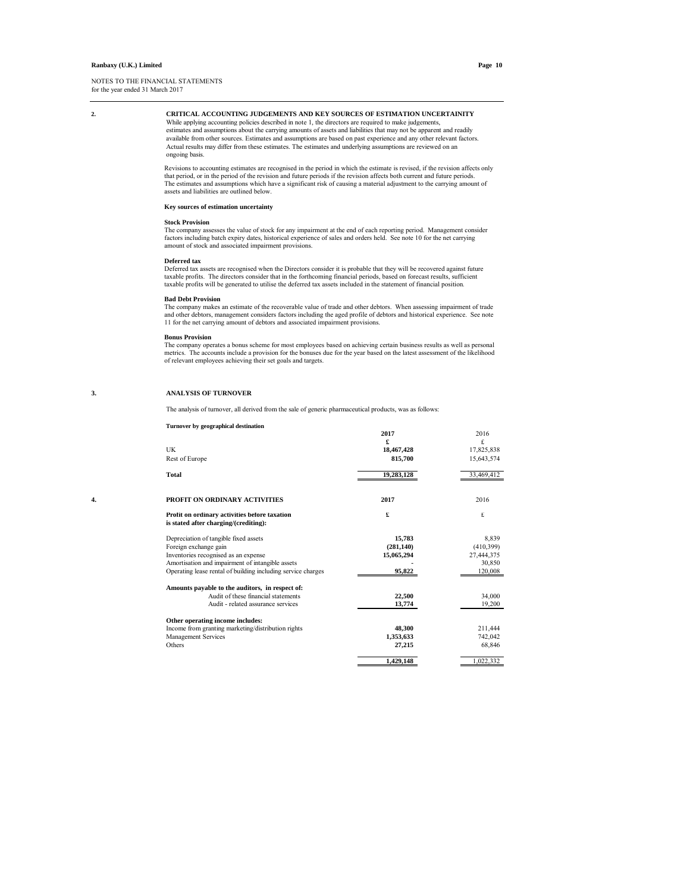NOTES TO THE FINANCIAL STATEMENTS
for the year ended 31 March 2017

## 2. CRITICAL ACCOUNTING JUDGEMENTS AND KEY SOURCES OF ESTIMATION UNCERTAINITY

While applying accounting policies described in note 1, the directors are required to make judgements, estimates and assumptions about the carrying amounts of assets and liabilities that may not be apparent and readily available from other sources. Estimates and assumptions are based on past experience and any other relevant factors. Actual results may differ from these estimates. The estimates and underlying assumptions are reviewed on an ongoing basis.

Revisions to accounting estimates are recognised in the period in which the estimate is revised, if the revision affects only that period, or in the period of the revision and future periods if the revision affects both current and future periods. The estimates and assumptions which have a significant risk of causing a material adjustment to the carrying amount of assets and liabilities are outlined below.

**Key sources of estimation uncertainty**

**Stock Provision**
The company assesses the value of stock for any impairment at the end of each reporting period. Management consider factors including batch expiry dates, historical experience of sales and orders held. See note 10 for the net carrying amount of stock and associated impairment provisions.

**Deferred tax**
Deferred tax assets are recognised when the Directors consider it is probable that they will be recovered against future taxable profits. The directors consider that in the forthcoming financial periods, based on forecast results, sufficient taxable profits will be generated to utilise the deferred tax assets included in the statement of financial position.

**Bad Debt Provision**
The company makes an estimate of the recoverable value of trade and other debtors. When assessing impairment of trade and other debtors, management considers factors including the aged profile of debtors and historical experience. See note 11 for the net carrying amount of debtors and associated impairment provisions.

**Bonus Provision**
The company operates a bonus scheme for most employees based on achieving certain business results as well as personal metrics. The accounts include a provision for the bonuses due for the year based on the latest assessment of the likelihood of relevant employees achieving their set goals and targets.

## 3. ANALYSIS OF TURNOVER

The analysis of turnover, all derived from the sale of generic pharmaceutical products, was as follows:

**Turnover by geographical destination**

| | **2017** | 2016 |
|---|---|---|
| | **£** | £ |
| UK | **18,467,428** | 17,825,838 |
| Rest of Europe | **815,700** | 15,643,574 |
| **Total** | **19,283,128** | 33,469,412 |

## 4. PROFIT ON ORDINARY ACTIVITIES

| | **2017** | 2016 |
|---|---|---|
| **Profit on ordinary activities before taxation is stated after charging/(crediting):** | **£** | £ |
| Depreciation of tangible fixed assets | **15,783** | 8,839 |
| Foreign exchange gain | **(281,140)** | (410,399) |
| Inventories recognised as an expense | **15,065,294** | 27,444,375 |
| Amortisation and impairment of intangible assets | **-** | 30,850 |
| Operating lease rental of building including service charges | **95,822** | 120,008 |
| **Amounts payable to the auditors, in respect of:** | | |
| Audit of these financial statements | **22,500** | 34,000 |
| Audit - related assurance services | **13,774** | 19,200 |
| **Other operating income includes:** | | |
| Income from granting marketing/distribution rights | **48,300** | 211,444 |
| Management Services | **1,353,633** | 742,042 |
| Others | **27,215** | 68,846 |
| | **1,429,148** | 1,022,332 |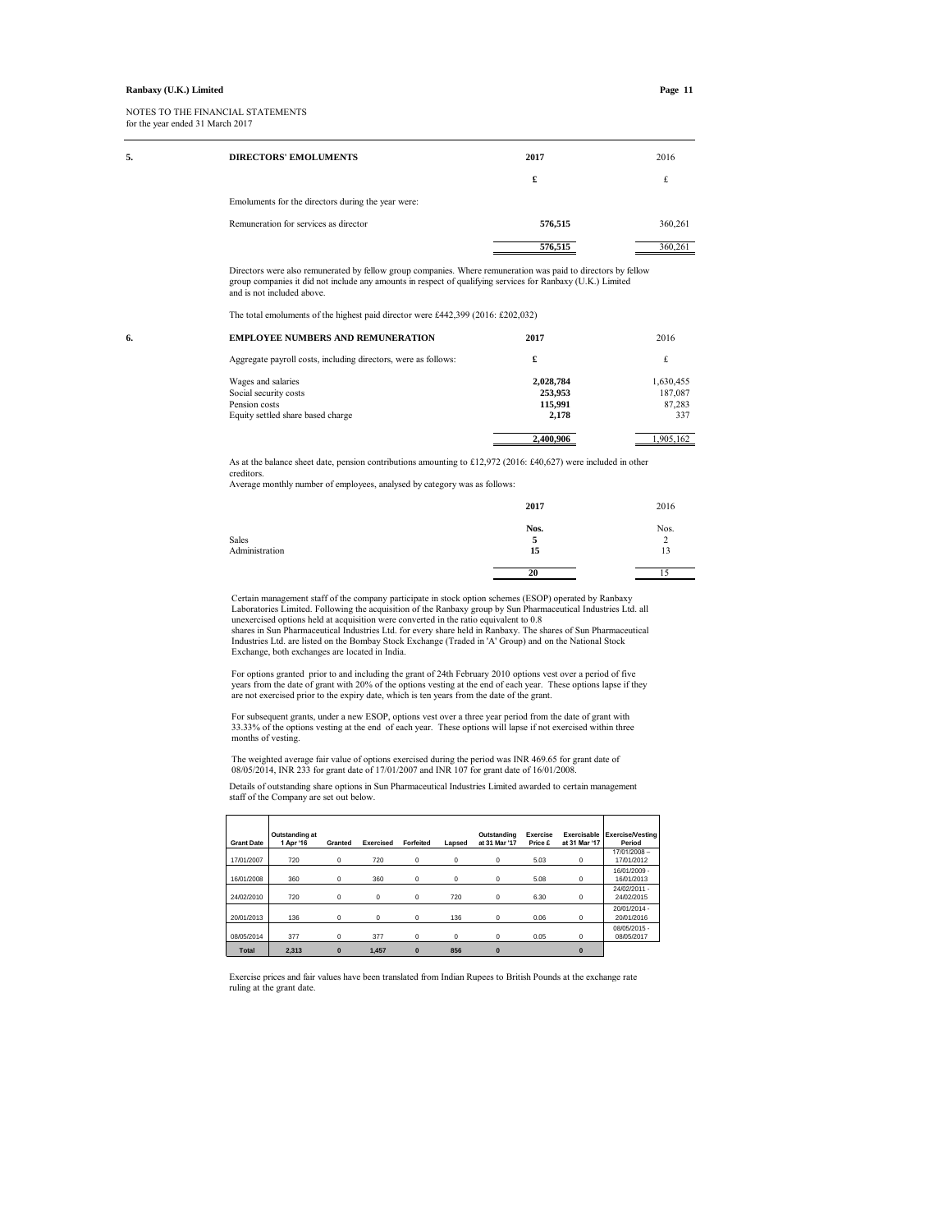NOTES TO THE FINANCIAL STATEMENTS
for the year ended 31 March 2017

## 5. DIRECTORS' EMOLUMENTS

| | **2017** | 2016 |
|---|---|---|
| | **£** | £ |
| Emoluments for the directors during the year were: | | |
| Remuneration for services as director | **576,515** | 360,261 |
| | **576,515** | 360,261 |

Directors were also remunerated by fellow group companies. Where remuneration was paid to directors by fellow group companies it did not include any amounts in respect of qualifying services for Ranbaxy (U.K.) Limited and is not included above.

The total emoluments of the highest paid director were £442,399 (2016: £202,032)

## 6. EMPLOYEE NUMBERS AND REMUNERATION

| | **2017** | 2016 |
|---|---|---|
| Aggregate payroll costs, including directors, were as follows: | **£** | £ |
| Wages and salaries | **2,028,784** | 1,630,455 |
| Social security costs | **253,953** | 187,087 |
| Pension costs | **115,991** | 87,283 |
| Equity settled share based charge | **2,178** | 337 |
| | **2,400,906** | 1,905,162 |

As at the balance sheet date, pension contributions amounting to £12,972 (2016: £40,627) were included in other creditors.

Average monthly number of employees, analysed by category was as follows:

| | **2017** | 2016 |
|---|---|---|
| | **Nos.** | Nos. |
| Sales | **5** | 2 |
| Administration | **15** | 13 |
| | **20** | 15 |

Certain management staff of the company participate in stock option schemes (ESOP) operated by Ranbaxy Laboratories Limited. Following the acquisition of the Ranbaxy group by Sun Pharmaceutical Industries Ltd. all unexercised options held at acquisition were converted in the ratio equivalent to 0.8 shares in Sun Pharmaceutical Industries Ltd. for every share held in Ranbaxy. The shares of Sun Pharmaceutical Industries Ltd. are listed on the Bombay Stock Exchange (Traded in 'A' Group) and on the National Stock Exchange, both exchanges are located in India.

For options granted prior to and including the grant of 24th February 2010 options vest over a period of five years from the date of grant with 20% of the options vesting at the end of each year. These options lapse if they are not exercised prior to the expiry date, which is ten years from the date of the grant.

For subsequent grants, under a new ESOP, options vest over a three year period from the date of grant with 33.33% of the options vesting at the end of each year. These options will lapse if not exercised within three months of vesting.

The weighted average fair value of options exercised during the period was INR 469.65 for grant date of 08/05/2014, INR 233 for grant date of 17/01/2007 and INR 107 for grant date of 16/01/2008.

Details of outstanding share options in Sun Pharmaceutical Industries Limited awarded to certain management staff of the Company are set out below.

| Grant Date | Outstanding at 1 Apr '16 | Granted | Exercised | Forfeited | Lapsed | Outstanding at 31 Mar '17 | Exercise Price £ | Exercisable at 31 Mar '17 | Exercise/Vesting Period |
|---|---|---|---|---|---|---|---|---|---|
| 17/01/2007 | 720 | 0 | 720 | 0 | 0 | 0 | 5.03 | 0 | 17/01/2008 – 17/01/2012 |
| 16/01/2008 | 360 | 0 | 360 | 0 | 0 | 0 | 5.08 | 0 | 16/01/2009 - 16/01/2013 |
| 24/02/2010 | 720 | 0 | 0 | 0 | 720 | 0 | 6.30 | 0 | 24/02/2011 - 24/02/2015 |
| 20/01/2013 | 136 | 0 | 0 | 0 | 136 | 0 | 0.06 | 0 | 20/01/2014 - 20/01/2016 |
| 08/05/2014 | 377 | 0 | 377 | 0 | 0 | 0 | 0.05 | 0 | 08/05/2015 - 08/05/2017 |
| **Total** | **2,313** | **0** | **1,457** | **0** | **856** | **0** | | **0** | |

Exercise prices and fair values have been translated from Indian Rupees to British Pounds at the exchange rate ruling at the grant date.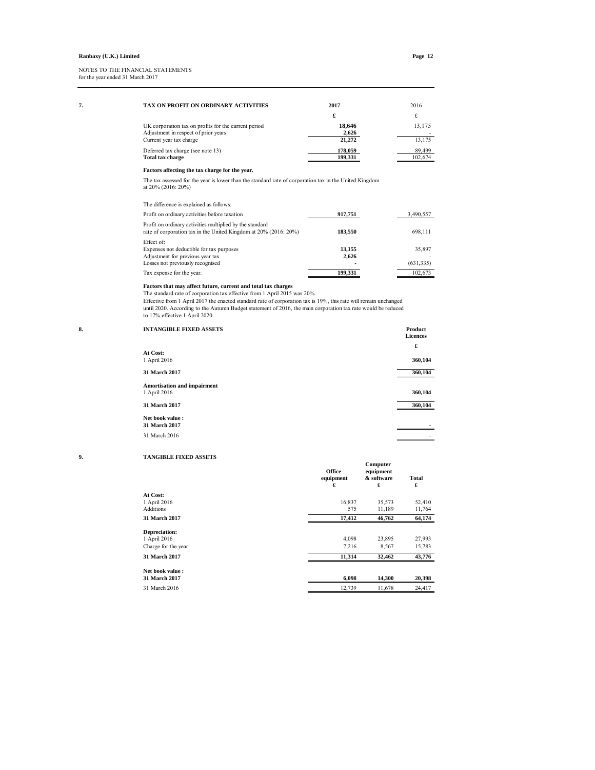NOTES TO THE FINANCIAL STATEMENTS
for the year ended 31 March 2017

## 7. TAX ON PROFIT ON ORDINARY ACTIVITIES

| | 2017 | 2016 |
|---|---|---|
| | £ | £ |
| UK corporation tax on profits for the current period | 18,646 | 13,175 |
| Adjustment in respect of prior years | 2,626 | - |
| Current year tax charge | 21,272 | 13,175 |
| Deferred tax charge (see note 13) | 178,059 | 89,499 |
| **Total tax charge** | 199,331 | 102,674 |

**Factors affecting the tax charge for the year.**

The tax assessed for the year is lower than the standard rate of corporation tax in the United Kingdom at 20% (2016: 20%)

The difference is explained as follows:

| | 2017 | 2016 |
|---|---|---|
| Profit on ordinary activities before taxation | 917,751 | 3,490,557 |
| Profit on ordinary activities multiplied by the standard rate of corporation tax in the United Kingdom at 20% (2016: 20%) | 183,550 | 698,111 |
| Effect of: | | |
| Expenses not deductible for tax purposes | 13,155 | 35,897 |
| Adjustment for previous year tax | 2,626 | - |
| Losses not previously recognised | - | (631,335) |
| Tax expense for the year. | 199,331 | 102,673 |

**Factors that may affect future, current and total tax charges**

The standard rate of corporation tax effective from 1 April 2015 was 20%.
Effective from 1 April 2017 the enacted standard rate of corporation tax is 19%, this rate will remain unchanged until 2020. According to the Autumn Budget statement of 2016, the main corporation tax rate would be reduced to 17% effective 1 April 2020.

## 8. INTANGIBLE FIXED ASSETS

| | Product Licences |
|---|---|
| | £ |
| **At Cost:** | |
| 1 April 2016 | 360,104 |
| **31 March 2017** | 360,104 |
| **Amortisation and impairment** | |
| 1 April 2016 | 360,104 |
| **31 March 2017** | 360,104 |
| **Net book value :** | |
| **31 March 2017** | - |
| 31 March 2016 | - |

## 9. TANGIBLE FIXED ASSETS

| | Office equipment | Computer equipment & software | Total |
|---|---|---|---|
| | £ | £ | £ |
| **At Cost:** | | | |
| 1 April 2016 | 16,837 | 35,573 | 52,410 |
| Additions | 575 | 11,189 | 11,764 |
| **31 March 2017** | 17,412 | 46,762 | 64,174 |
| **Depreciation:** | | | |
| 1 April 2016 | 4,098 | 23,895 | 27,993 |
| Charge for the year | 7,216 | 8,567 | 15,783 |
| **31 March 2017** | 11,314 | 32,462 | 43,776 |
| **Net book value :** | | | |
| **31 March 2017** | 6,098 | 14,300 | 20,398 |
| 31 March 2016 | 12,739 | 11,678 | 24,417 |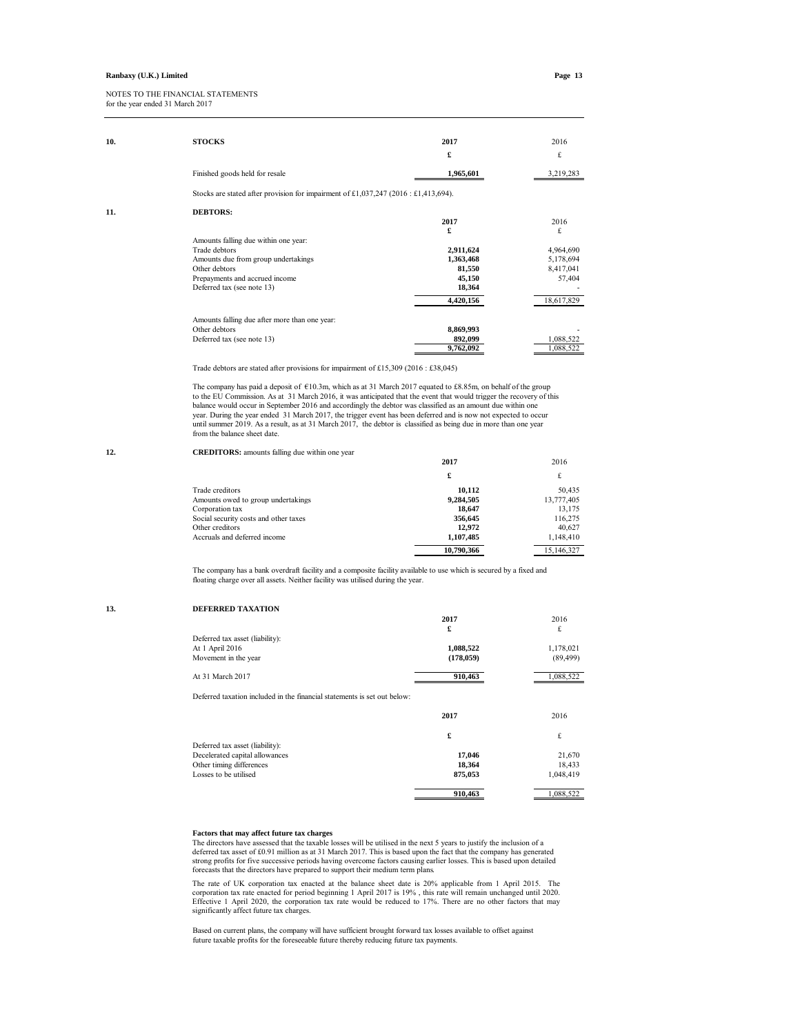NOTES TO THE FINANCIAL STATEMENTS
for the year ended 31 March 2017

## 10. STOCKS

| | 2017 | 2016 |
|---|---|---|
| | £ | £ |
| Finished goods held for resale | **1,965,601** | 3,219,283 |

Stocks are stated after provision for impairment of £1,037,247 (2016 : £1,413,694).

## 11. DEBTORS:

| | 2017 | 2016 |
|---|---|---|
| | £ | £ |
| Amounts falling due within one year: | | |
| Trade debtors | **2,911,624** | 4,964,690 |
| Amounts due from group undertakings | **1,363,468** | 5,178,694 |
| Other debtors | **81,550** | 8,417,041 |
| Prepayments and accrued income | **45,150** | 57,404 |
| Deferred tax (see note 13) | **18,364** | - |
| | **4,420,156** | 18,617,829 |
| Amounts falling due after more than one year: | | |
| Other debtors | **8,869,993** | - |
| Deferred tax (see note 13) | **892,099** | 1,088,522 |
| | **9,762,092** | 1,088,522 |

Trade debtors are stated after provisions for impairment of £15,309 (2016 : £38,045)

The company has paid a deposit of €10.3m, which as at 31 March 2017 equated to £8.85m, on behalf of the group to the EU Commission. As at 31 March 2016, it was anticipated that the event that would trigger the recovery of this balance would occur in September 2016 and accordingly the debtor was classified as an amount due within one year. During the year ended 31 March 2017, the trigger event has been deferred and is now not expected to occur until summer 2019. As a result, as at 31 March 2017, the debtor is classified as being due in more than one year from the balance sheet date.

## 12. CREDITORS: amounts falling due within one year

| | 2017 | 2016 |
|---|---|---|
| | £ | £ |
| Trade creditors | **10,112** | 50,435 |
| Amounts owed to group undertakings | **9,284,505** | 13,777,405 |
| Corporation tax | **18,647** | 13,175 |
| Social security costs and other taxes | **356,645** | 116,275 |
| Other creditors | **12,972** | 40,627 |
| Accruals and deferred income | **1,107,485** | 1,148,410 |
| | **10,790,366** | 15,146,327 |

The company has a bank overdraft facility and a composite facility available to use which is secured by a fixed and floating charge over all assets. Neither facility was utilised during the year.

## 13. DEFERRED TAXATION

| | 2017 | 2016 |
|---|---|---|
| | £ | £ |
| Deferred tax asset (liability): | | |
| At 1 April 2016 | **1,088,522** | 1,178,021 |
| Movement in the year | **(178,059)** | (89,499) |
| At 31 March 2017 | **910,463** | 1,088,522 |

Deferred taxation included in the financial statements is set out below:

| | 2017 | 2016 |
|---|---|---|
| | £ | £ |
| Deferred tax asset (liability): | | |
| Decelerated capital allowances | **17,046** | 21,670 |
| Other timing differences | **18,364** | 18,433 |
| Losses to be utilised | **875,053** | 1,048,419 |
| | **910,463** | 1,088,522 |

**Factors that may affect future tax charges**

The directors have assessed that the taxable losses will be utilised in the next 5 years to justify the inclusion of a deferred tax asset of £0.91 million as at 31 March 2017. This is based upon the fact that the company has generated strong profits for five successive periods having overcome factors causing earlier losses. This is based upon detailed forecasts that the directors have prepared to support their medium term plans.

The rate of UK corporation tax enacted at the balance sheet date is 20% applicable from 1 April 2015. The corporation tax rate enacted for period beginning 1 April 2017 is 19% , this rate will remain unchanged until 2020. Effective 1 April 2020, the corporation tax rate would be reduced to 17%. There are no other factors that may significantly affect future tax charges.

Based on current plans, the company will have sufficient brought forward tax losses available to offset against future taxable profits for the foreseeable future thereby reducing future tax payments.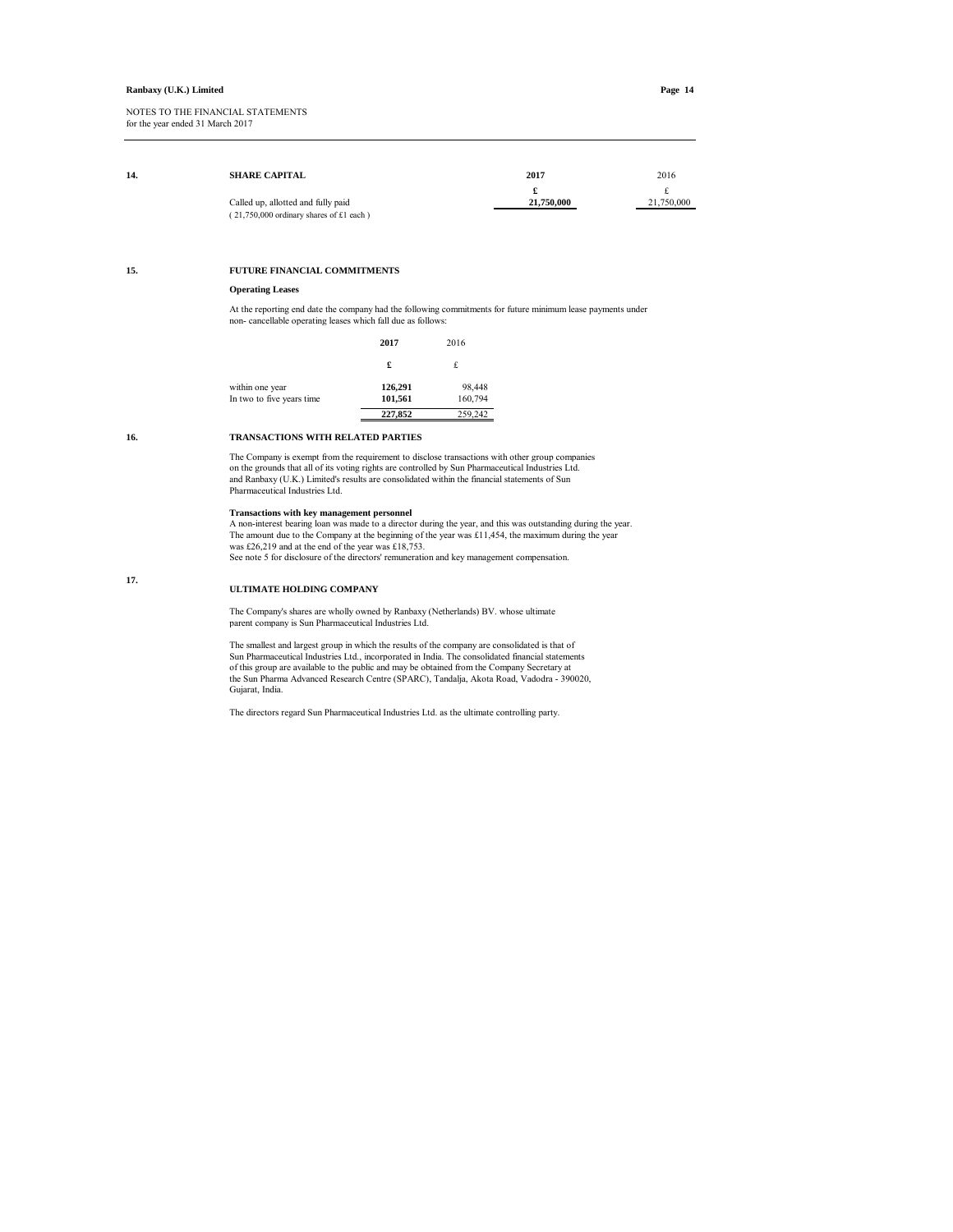NOTES TO THE FINANCIAL STATEMENTS
for the year ended 31 March 2017

## 14. SHARE CAPITAL

| | 2017 | 2016 |
|---|---|---|
| | £ | £ |
| Called up, allotted and fully paid | 21,750,000 | 21,750,000 |
| ( 21,750,000 ordinary shares of £1 each ) | | |

## 15. FUTURE FINANCIAL COMMITMENTS

**Operating Leases**

At the reporting end date the company had the following commitments for future minimum lease payments under non- cancellable operating leases which fall due as follows:

| | 2017 | 2016 |
|---|---|---|
| | £ | £ |
| within one year | 126,291 | 98,448 |
| In two to five years time | 101,561 | 160,794 |
| | 227,852 | 259,242 |

## 16. TRANSACTIONS WITH RELATED PARTIES

The Company is exempt from the requirement to disclose transactions with other group companies on the grounds that all of its voting rights are controlled by Sun Pharmaceutical Industries Ltd. and Ranbaxy (U.K.) Limited's results are consolidated within the financial statements of Sun Pharmaceutical Industries Ltd.

**Transactions with key management personnel**

A non-interest bearing loan was made to a director during the year, and this was outstanding during the year. The amount due to the Company at the beginning of the year was £11,454, the maximum during the year was £26,219 and at the end of the year was £18,753.
See note 5 for disclosure of the directors' remuneration and key management compensation.

## 17. ULTIMATE HOLDING COMPANY

The Company's shares are wholly owned by Ranbaxy (Netherlands) BV. whose ultimate parent company is Sun Pharmaceutical Industries Ltd.

The smallest and largest group in which the results of the company are consolidated is that of Sun Pharmaceutical Industries Ltd., incorporated in India. The consolidated financial statements of this group are available to the public and may be obtained from the Company Secretary at the Sun Pharma Advanced Research Centre (SPARC), Tandalja, Akota Road, Vadodra - 390020, Gujarat, India.

The directors regard Sun Pharmaceutical Industries Ltd. as the ultimate controlling party.